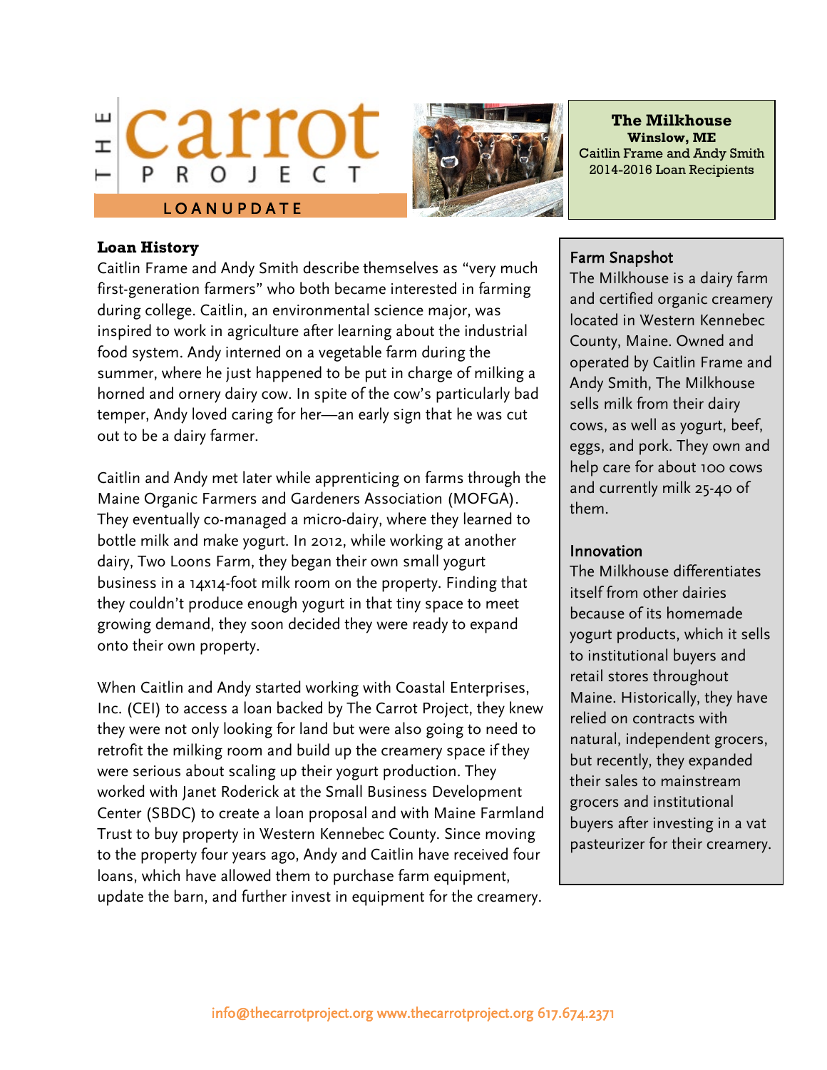# THE carrot PROJECT

LOANUPDATE

**The Milkhouse**
**Winslow, ME**
Caitlin Frame and Andy Smith
2014-2016 Loan Recipients

## Loan History

Caitlin Frame and Andy Smith describe themselves as "very much first-generation farmers" who both became interested in farming during college. Caitlin, an environmental science major, was inspired to work in agriculture after learning about the industrial food system. Andy interned on a vegetable farm during the summer, where he just happened to be put in charge of milking a horned and ornery dairy cow. In spite of the cow's particularly bad temper, Andy loved caring for her—an early sign that he was cut out to be a dairy farmer.

Caitlin and Andy met later while apprenticing on farms through the Maine Organic Farmers and Gardeners Association (MOFGA). They eventually co-managed a micro-dairy, where they learned to bottle milk and make yogurt. In 2012, while working at another dairy, Two Loons Farm, they began their own small yogurt business in a 14x14-foot milk room on the property. Finding that they couldn't produce enough yogurt in that tiny space to meet growing demand, they soon decided they were ready to expand onto their own property.

When Caitlin and Andy started working with Coastal Enterprises, Inc. (CEI) to access a loan backed by The Carrot Project, they knew they were not only looking for land but were also going to need to retrofit the milking room and build up the creamery space if they were serious about scaling up their yogurt production. They worked with Janet Roderick at the Small Business Development Center (SBDC) to create a loan proposal and with Maine Farmland Trust to buy property in Western Kennebec County. Since moving to the property four years ago, Andy and Caitlin have received four loans, which have allowed them to purchase farm equipment, update the barn, and further invest in equipment for the creamery.

### Farm Snapshot

The Milkhouse is a dairy farm and certified organic creamery located in Western Kennebec County, Maine. Owned and operated by Caitlin Frame and Andy Smith, The Milkhouse sells milk from their dairy cows, as well as yogurt, beef, eggs, and pork. They own and help care for about 100 cows and currently milk 25-40 of them.

### Innovation

The Milkhouse differentiates itself from other dairies because of its homemade yogurt products, which it sells to institutional buyers and retail stores throughout Maine. Historically, they have relied on contracts with natural, independent grocers, but recently, they expanded their sales to mainstream grocers and institutional buyers after investing in a vat pasteurizer for their creamery.

info@thecarrotproject.org www.thecarrotproject.org 617.674.2371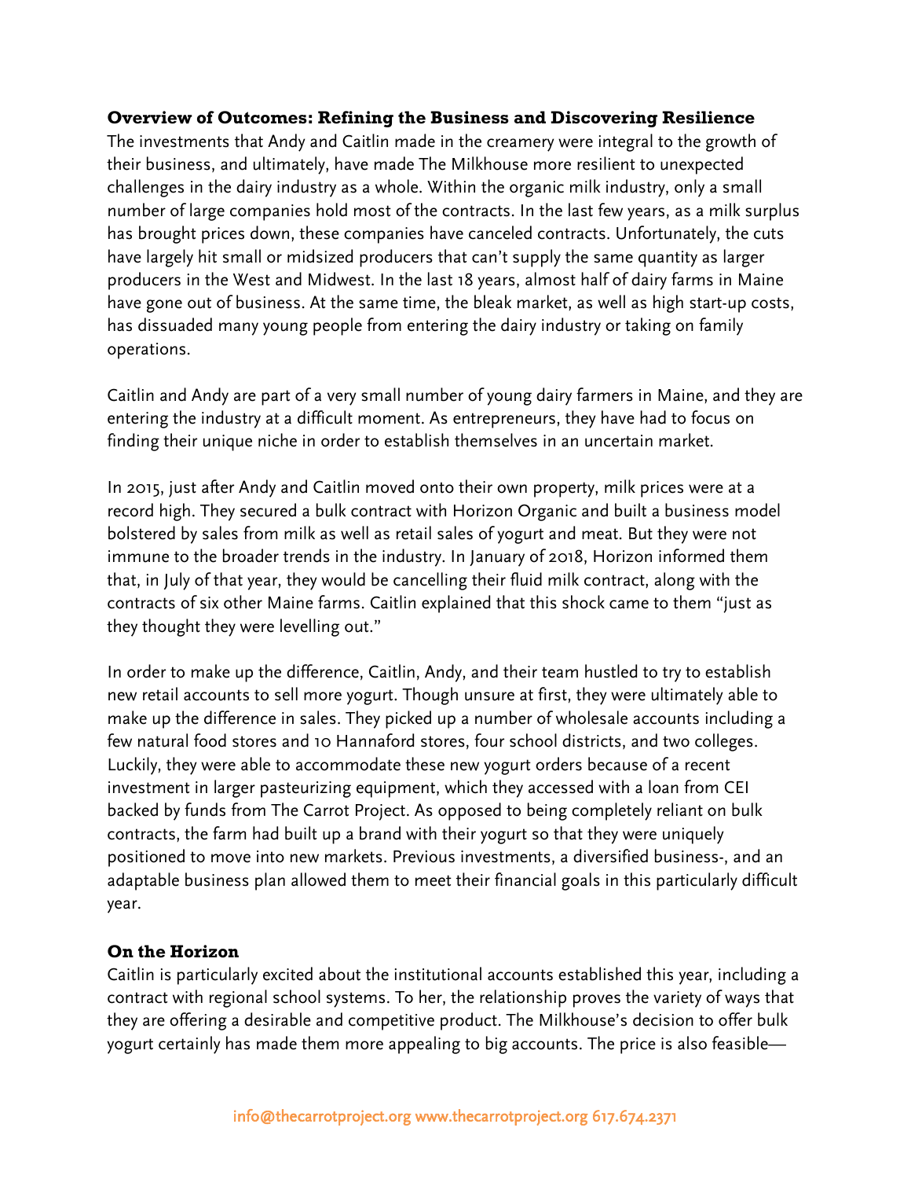## Overview of Outcomes: Refining the Business and Discovering Resilience

The investments that Andy and Caitlin made in the creamery were integral to the growth of their business, and ultimately, have made The Milkhouse more resilient to unexpected challenges in the dairy industry as a whole. Within the organic milk industry, only a small number of large companies hold most of the contracts. In the last few years, as a milk surplus has brought prices down, these companies have canceled contracts. Unfortunately, the cuts have largely hit small or midsized producers that can't supply the same quantity as larger producers in the West and Midwest. In the last 18 years, almost half of dairy farms in Maine have gone out of business. At the same time, the bleak market, as well as high start-up costs, has dissuaded many young people from entering the dairy industry or taking on family operations.

Caitlin and Andy are part of a very small number of young dairy farmers in Maine, and they are entering the industry at a difficult moment. As entrepreneurs, they have had to focus on finding their unique niche in order to establish themselves in an uncertain market.

In 2015, just after Andy and Caitlin moved onto their own property, milk prices were at a record high. They secured a bulk contract with Horizon Organic and built a business model bolstered by sales from milk as well as retail sales of yogurt and meat. But they were not immune to the broader trends in the industry. In January of 2018, Horizon informed them that, in July of that year, they would be cancelling their fluid milk contract, along with the contracts of six other Maine farms. Caitlin explained that this shock came to them "just as they thought they were levelling out."

In order to make up the difference, Caitlin, Andy, and their team hustled to try to establish new retail accounts to sell more yogurt. Though unsure at first, they were ultimately able to make up the difference in sales. They picked up a number of wholesale accounts including a few natural food stores and 10 Hannaford stores, four school districts, and two colleges. Luckily, they were able to accommodate these new yogurt orders because of a recent investment in larger pasteurizing equipment, which they accessed with a loan from CEI backed by funds from The Carrot Project. As opposed to being completely reliant on bulk contracts, the farm had built up a brand with their yogurt so that they were uniquely positioned to move into new markets. Previous investments, a diversified business-, and an adaptable business plan allowed them to meet their financial goals in this particularly difficult year.

## On the Horizon

Caitlin is particularly excited about the institutional accounts established this year, including a contract with regional school systems. To her, the relationship proves the variety of ways that they are offering a desirable and competitive product. The Milkhouse's decision to offer bulk yogurt certainly has made them more appealing to big accounts. The price is also feasible—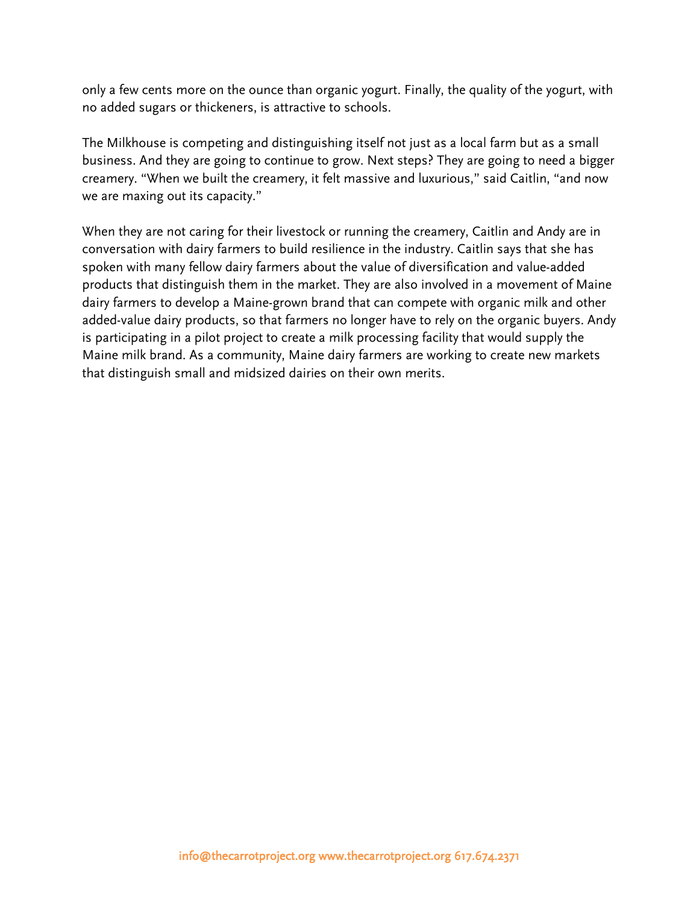only a few cents more on the ounce than organic yogurt. Finally, the quality of the yogurt, with no added sugars or thickeners, is attractive to schools.

The Milkhouse is competing and distinguishing itself not just as a local farm but as a small business. And they are going to continue to grow. Next steps? They are going to need a bigger creamery. "When we built the creamery, it felt massive and luxurious," said Caitlin, "and now we are maxing out its capacity."

When they are not caring for their livestock or running the creamery, Caitlin and Andy are in conversation with dairy farmers to build resilience in the industry. Caitlin says that she has spoken with many fellow dairy farmers about the value of diversification and value-added products that distinguish them in the market. They are also involved in a movement of Maine dairy farmers to develop a Maine-grown brand that can compete with organic milk and other added-value dairy products, so that farmers no longer have to rely on the organic buyers. Andy is participating in a pilot project to create a milk processing facility that would supply the Maine milk brand. As a community, Maine dairy farmers are working to create new markets that distinguish small and midsized dairies on their own merits.